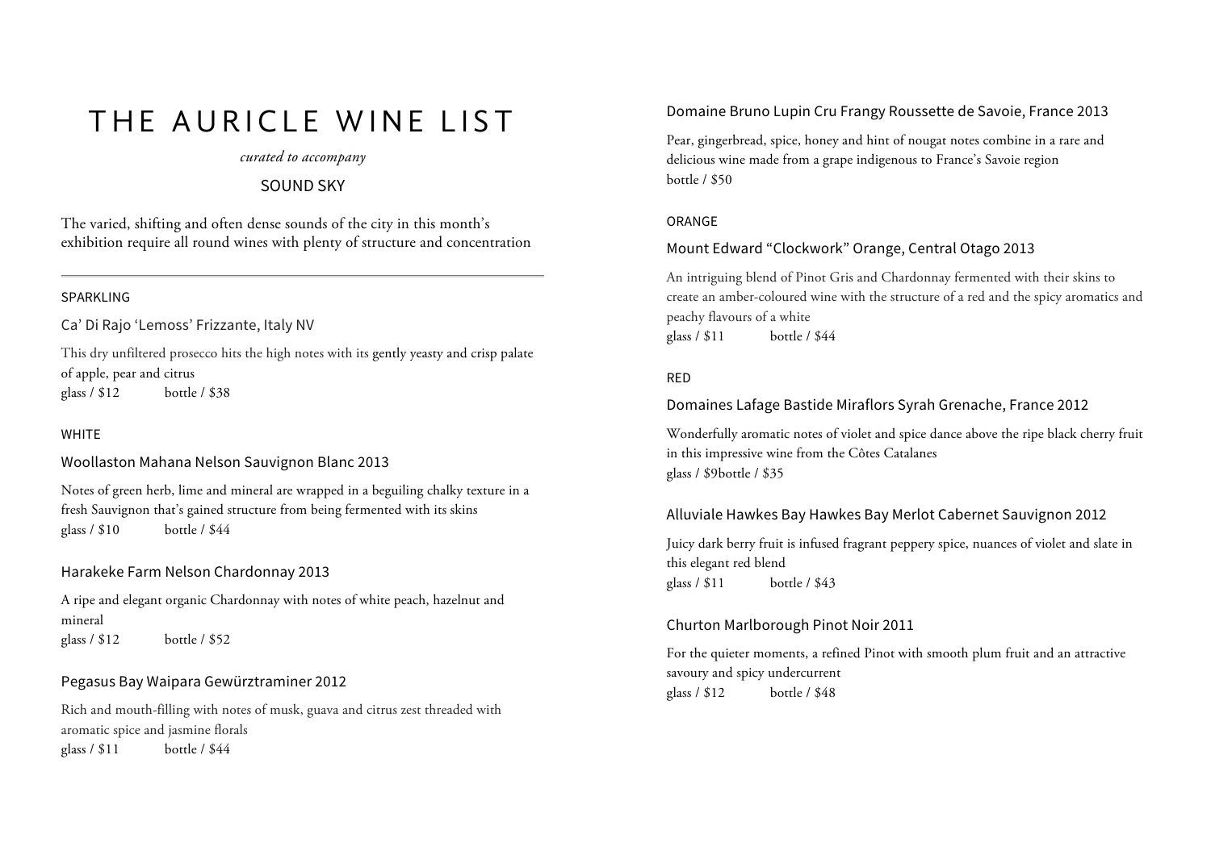# THE AURICLE WINE LIST

*curated to accompany*

SOUND SKY

The varied, shifting and often dense sounds of the city in this month's exhibition require all round wines with plenty of structure and concentration

---

## SPARKLING

### Ca' Di Rajo 'Lemoss' Frizzante, Italy NV

This dry unfiltered prosecco hits the high notes with its gently yeasty and crisp palate of apple, pear and citrus

glass / $12 bottle / $38

## WHITE

### Woollaston Mahana Nelson Sauvignon Blanc 2013

Notes of green herb, lime and mineral are wrapped in a beguiling chalky texture in a fresh Sauvignon that's gained structure from being fermented with its skins

glass / $10 bottle / $44

### Harakeke Farm Nelson Chardonnay 2013

A ripe and elegant organic Chardonnay with notes of white peach, hazelnut and mineral

glass / $12 bottle / $52

### Pegasus Bay Waipara Gewürztraminer 2012

Rich and mouth-filling with notes of musk, guava and citrus zest threaded with aromatic spice and jasmine florals

glass / $11 bottle / $44

### Domaine Bruno Lupin Cru Frangy Roussette de Savoie, France 2013

Pear, gingerbread, spice, honey and hint of nougat notes combine in a rare and delicious wine made from a grape indigenous to France's Savoie region

bottle / $50

## ORANGE

### Mount Edward "Clockwork" Orange, Central Otago 2013

An intriguing blend of Pinot Gris and Chardonnay fermented with their skins to create an amber-coloured wine with the structure of a red and the spicy aromatics and peachy flavours of a white

glass / $11 bottle / $44

## RED

### Domaines Lafage Bastide Miraflors Syrah Grenache, France 2012

Wonderfully aromatic notes of violet and spice dance above the ripe black cherry fruit in this impressive wine from the Côtes Catalanes

glass / $9bottle / $35

### Alluviale Hawkes Bay Hawkes Bay Merlot Cabernet Sauvignon 2012

Juicy dark berry fruit is infused fragrant peppery spice, nuances of violet and slate in this elegant red blend

glass / $11 bottle / $43

### Churton Marlborough Pinot Noir 2011

For the quieter moments, a refined Pinot with smooth plum fruit and an attractive savoury and spicy undercurrent

glass / $12 bottle / $48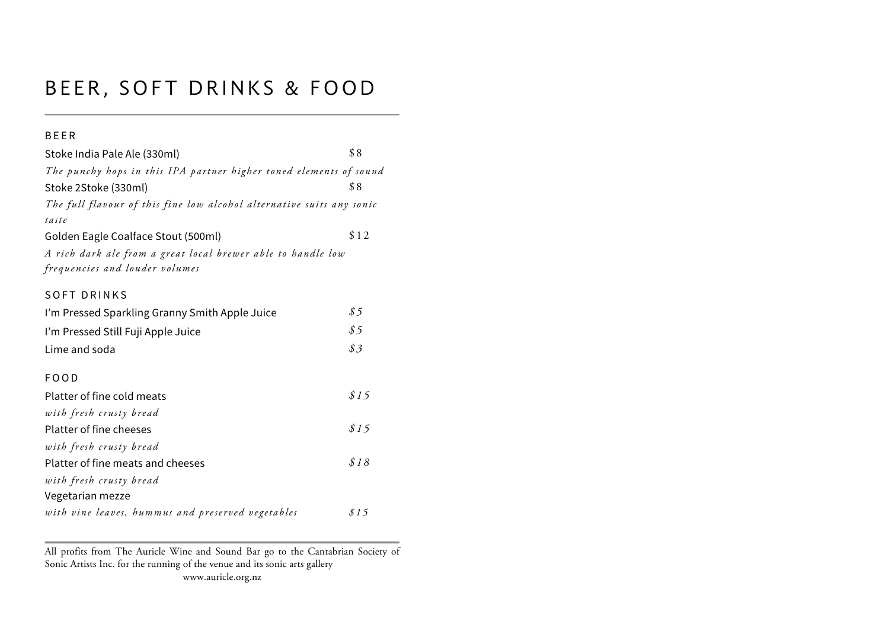# BEER, SOFT DRINKS & FOOD

## BEER

Stoke India Pale Ale (330ml) $8

*The punchy hops in this IPA partner higher toned elements of sound*

Stoke 2Stoke (330ml) $8

*The full flavour of this fine low alcohol alternative suits any sonic taste*

Golden Eagle Coalface Stout (500ml) $12

*A rich dark ale from a great local brewer able to handle low frequencies and louder volumes*

## SOFT DRINKS

I'm Pressed Sparkling Granny Smith Apple Juice *$5*

I'm Pressed Still Fuji Apple Juice *$5*

Lime and soda *$3*

## FOOD

Platter of fine cold meats *$15*

*with fresh crusty bread*

Platter of fine cheeses *$15*

*with fresh crusty bread*

Platter of fine meats and cheeses *$18*

*with fresh crusty bread*

Vegetarian mezze

*with vine leaves, hummus and preserved vegetables* *$15*

---

All profits from The Auricle Wine and Sound Bar go to the Cantabrian Society of Sonic Artists Inc. for the running of the venue and its sonic arts gallery

www.auricle.org.nz